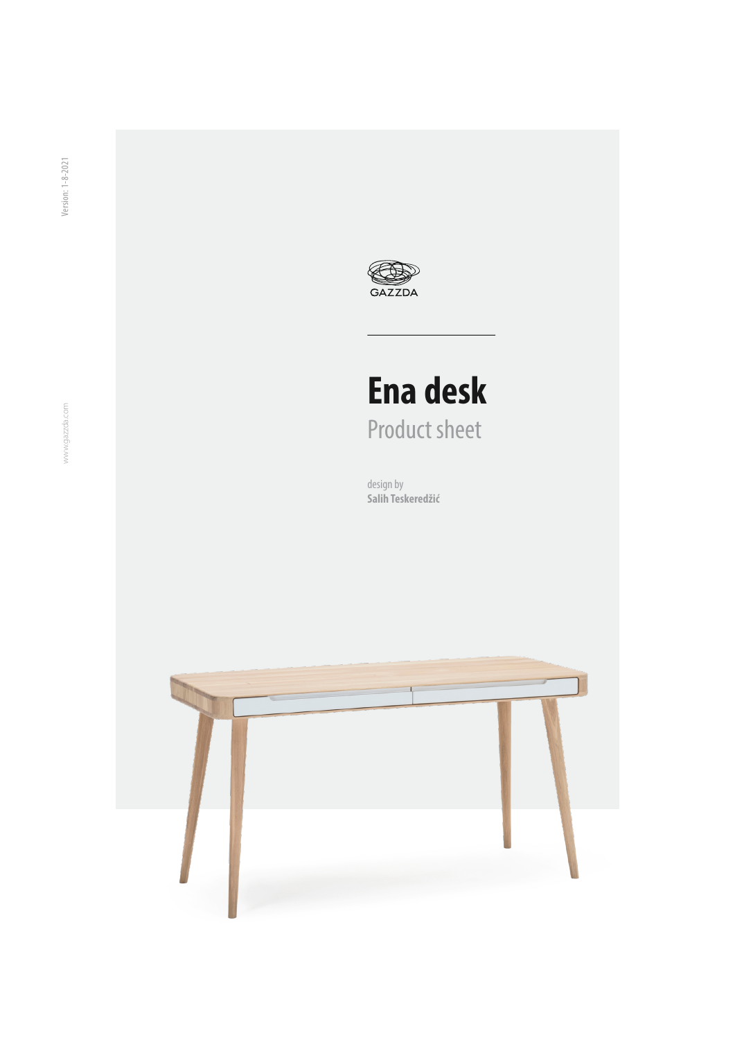Version: 1-8-2021

www.gazzda.com

GAZZDA

# Ena desk

## Product sheet

design by
**Salih Teskeredžić**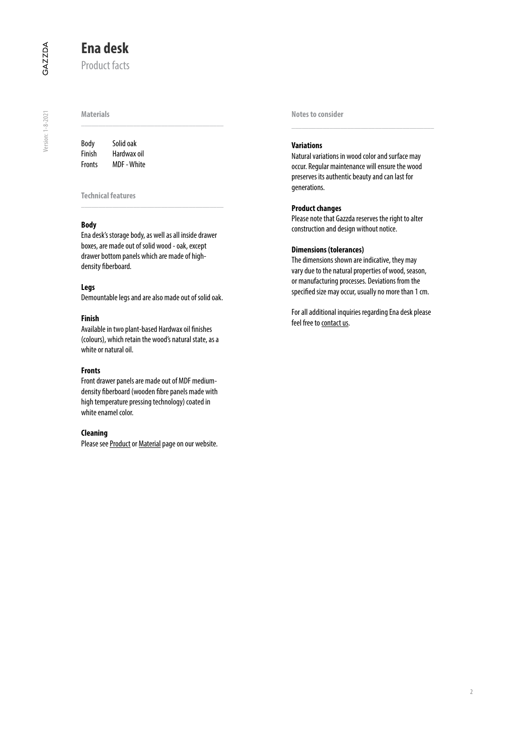# Ena desk

Product facts

## Materials

| Body | Solid oak |
|---|---|
| Finish | Hardwax oil |
| Fronts | MDF - White |

## Technical features

**Body**

Ena desk's storage body, as well as all inside drawer boxes, are made out of solid wood - oak, except drawer bottom panels which are made of high-density fiberboard.

**Legs**

Demountable legs and are also made out of solid oak.

**Finish**

Available in two plant-based Hardwax oil finishes (colours), which retain the wood's natural state, as a white or natural oil.

**Fronts**

Front drawer panels are made out of MDF medium-density fiberboard (wooden fibre panels made with high temperature pressing technology) coated in white enamel color.

**Cleaning**

Please see Product or Material page on our website.

## Notes to consider

**Variations**

Natural variations in wood color and surface may occur. Regular maintenance will ensure the wood preserves its authentic beauty and can last for generations.

**Product changes**

Please note that Gazzda reserves the right to alter construction and design without notice.

**Dimensions (tolerances)**

The dimensions shown are indicative, they may vary due to the natural properties of wood, season, or manufacturing processes. Deviations from the specified size may occur, usually no more than 1 cm.

For all additional inquiries regarding Ena desk please feel free to contact us.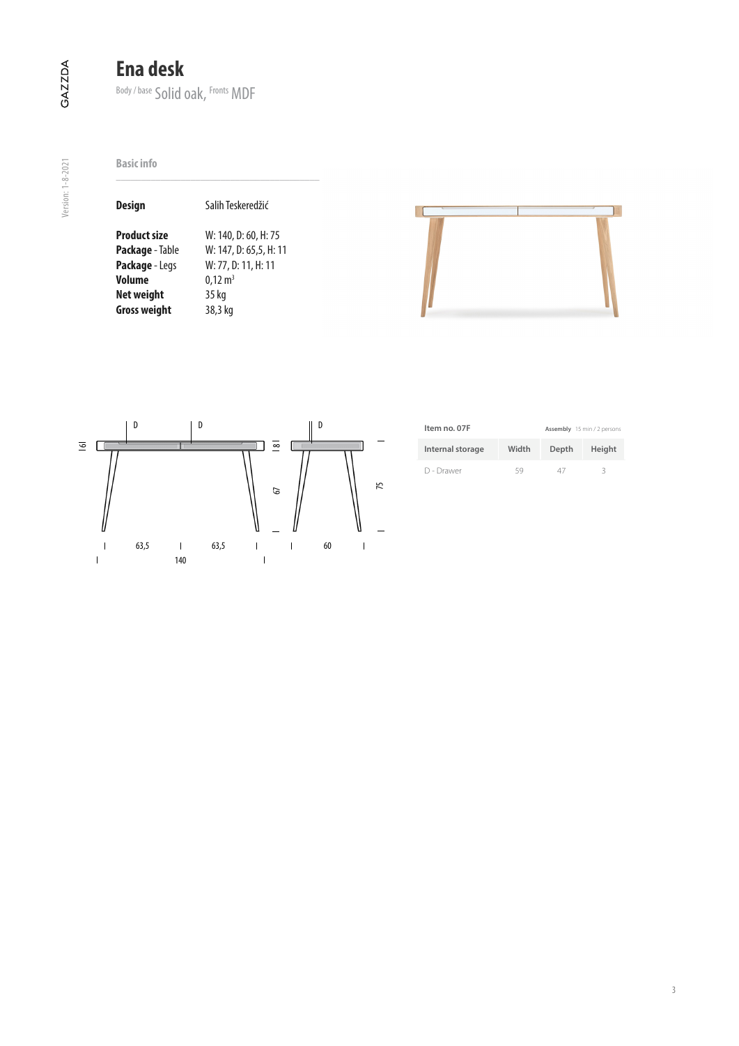# Ena desk

Body / base Solid oak, Fronts MDF

## Basic info

| | |
|---|---|
| **Design** | Salih Teskeredžić |
| **Product size** | W: 140, D: 60, H: 75 |
| **Package** - Table | W: 147, D: 65,5, H: 11 |
| **Package** - Legs | W: 77, D: 11, H: 11 |
| **Volume** | 0,12 m³ |
| **Net weight** | 35 kg |
| **Gross weight** | 38,3 kg |

**Item no. 07F**

**Assembly** 15 min / 2 persons

| Internal storage | Width | Depth | Height |
|---|---|---|---|
| D - Drawer | 59 | 47 | 3 |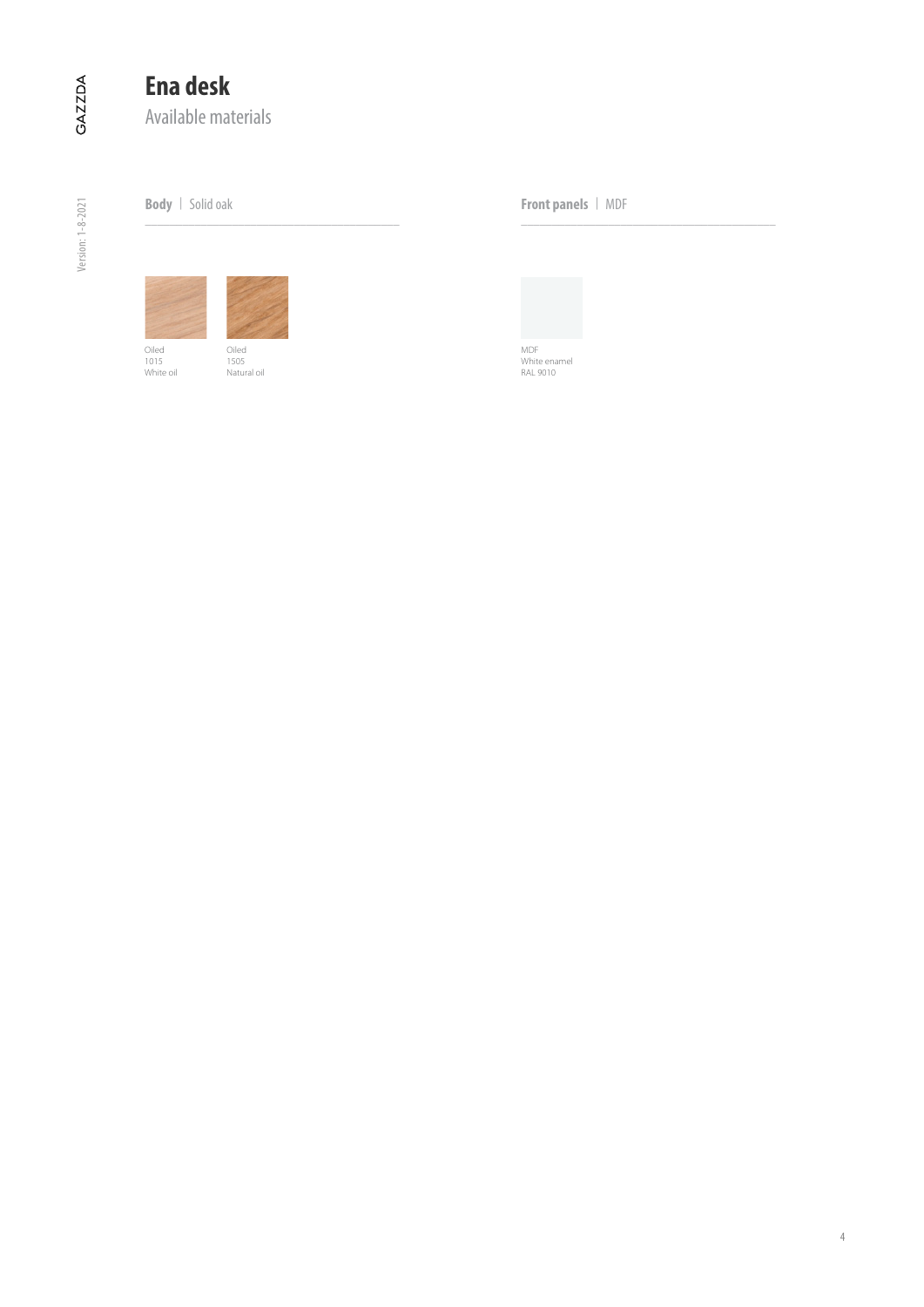# Ena desk

Available materials

**Body** | Solid oak

Oiled
1015
White oil

Oiled
1505
Natural oil

**Front panels** | MDF

MDF
White enamel
RAL 9010